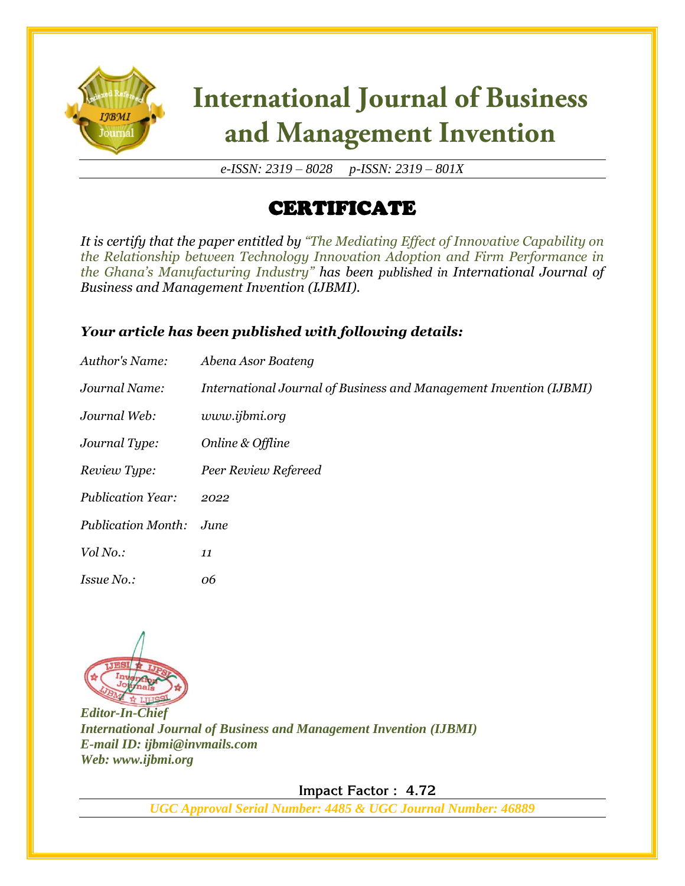# International Journal of Business and Management Invention

*e-ISSN: 2319 – 8028 p-ISSN: 2319 – 801X*

## CERTIFICATE

*It is certify that the paper entitled by "The Mediating Effect of Innovative Capability on the Relationship between Technology Innovation Adoption and Firm Performance in the Ghana's Manufacturing Industry" has been published in International Journal of Business and Management Invention (IJBMI).*

### *Your article has been published with following details:*

| | |
|---|---|
| *Author's Name:* | *Abena Asor Boateng* |
| *Journal Name:* | *International Journal of Business and Management Invention (IJBMI)* |
| *Journal Web:* | *www.ijbmi.org* |
| *Journal Type:* | *Online & Offline* |
| *Review Type:* | *Peer Review Refereed* |
| *Publication Year:* | *2022* |
| *Publication Month:* | *June* |
| *Vol No.:* | *11* |
| *Issue No.:* | *06* |

***Editor-In-Chief***
***International Journal of Business and Management Invention (IJBMI)***
***E-mail ID: ijbmi@invmails.com***
***Web: www.ijbmi.org***

**Impact Factor : 4.72**

*UGC Approval Serial Number: 4485 & UGC Journal Number: 46889*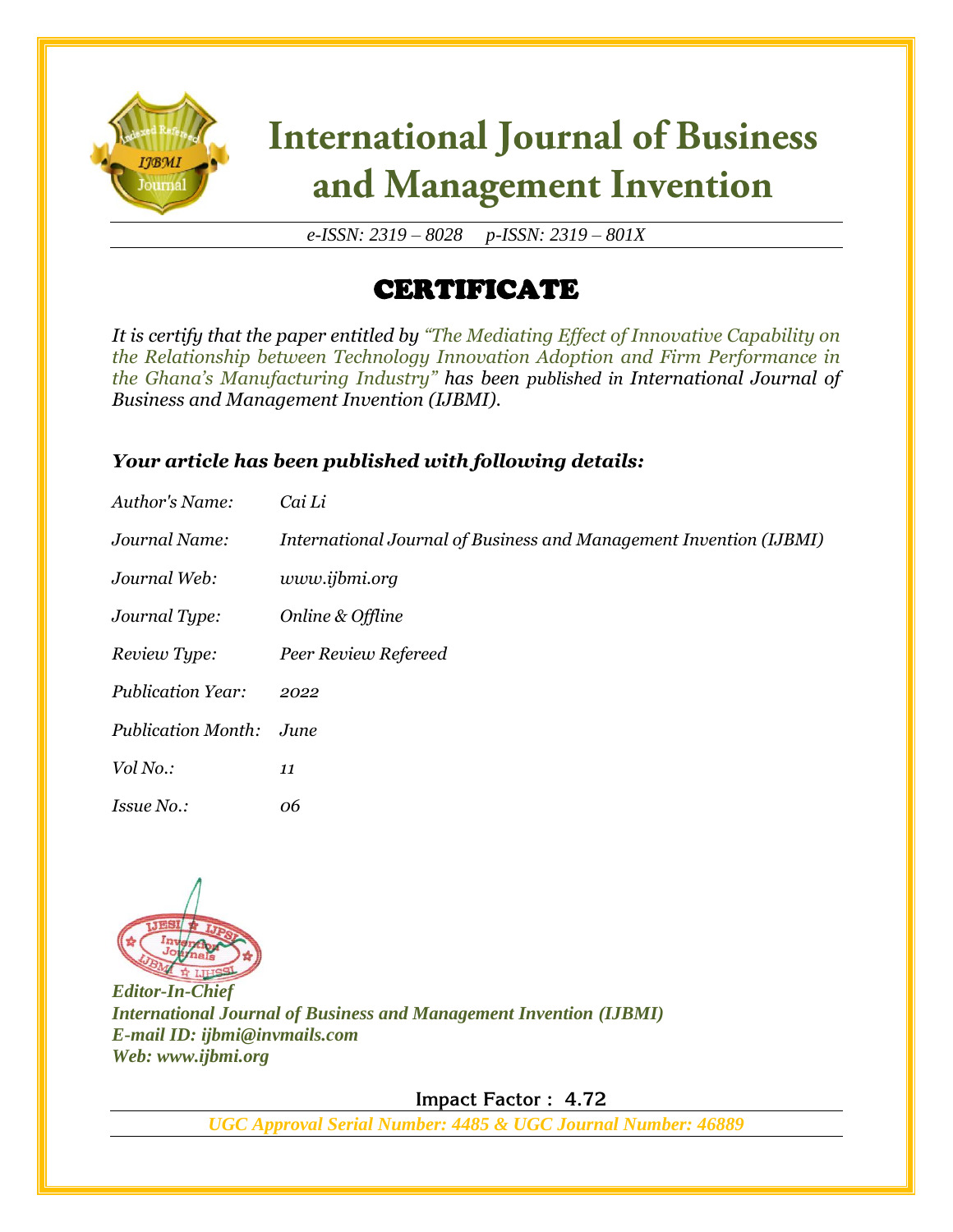# International Journal of Business and Management Invention

*e-ISSN: 2319 – 8028 p-ISSN: 2319 – 801X*

## CERTIFICATE

*It is certify that the paper entitled by "The Mediating Effect of Innovative Capability on the Relationship between Technology Innovation Adoption and Firm Performance in the Ghana's Manufacturing Industry" has been published in International Journal of Business and Management Invention (IJBMI).*

### *Your article has been published with following details:*

| | |
|---|---|
| *Author's Name:* | *Cai Li* |
| *Journal Name:* | *International Journal of Business and Management Invention (IJBMI)* |
| *Journal Web:* | *www.ijbmi.org* |
| *Journal Type:* | *Online & Offline* |
| *Review Type:* | *Peer Review Refereed* |
| *Publication Year:* | *2022* |
| *Publication Month:* | *June* |
| *Vol No.:* | *11* |
| *Issue No.:* | *06* |

***Editor-In-Chief***
***International Journal of Business and Management Invention (IJBMI)***
***E-mail ID: ijbmi@invmails.com***
***Web: www.ijbmi.org***

**Impact Factor : 4.72**

*UGC Approval Serial Number: 4485 & UGC Journal Number: 46889*